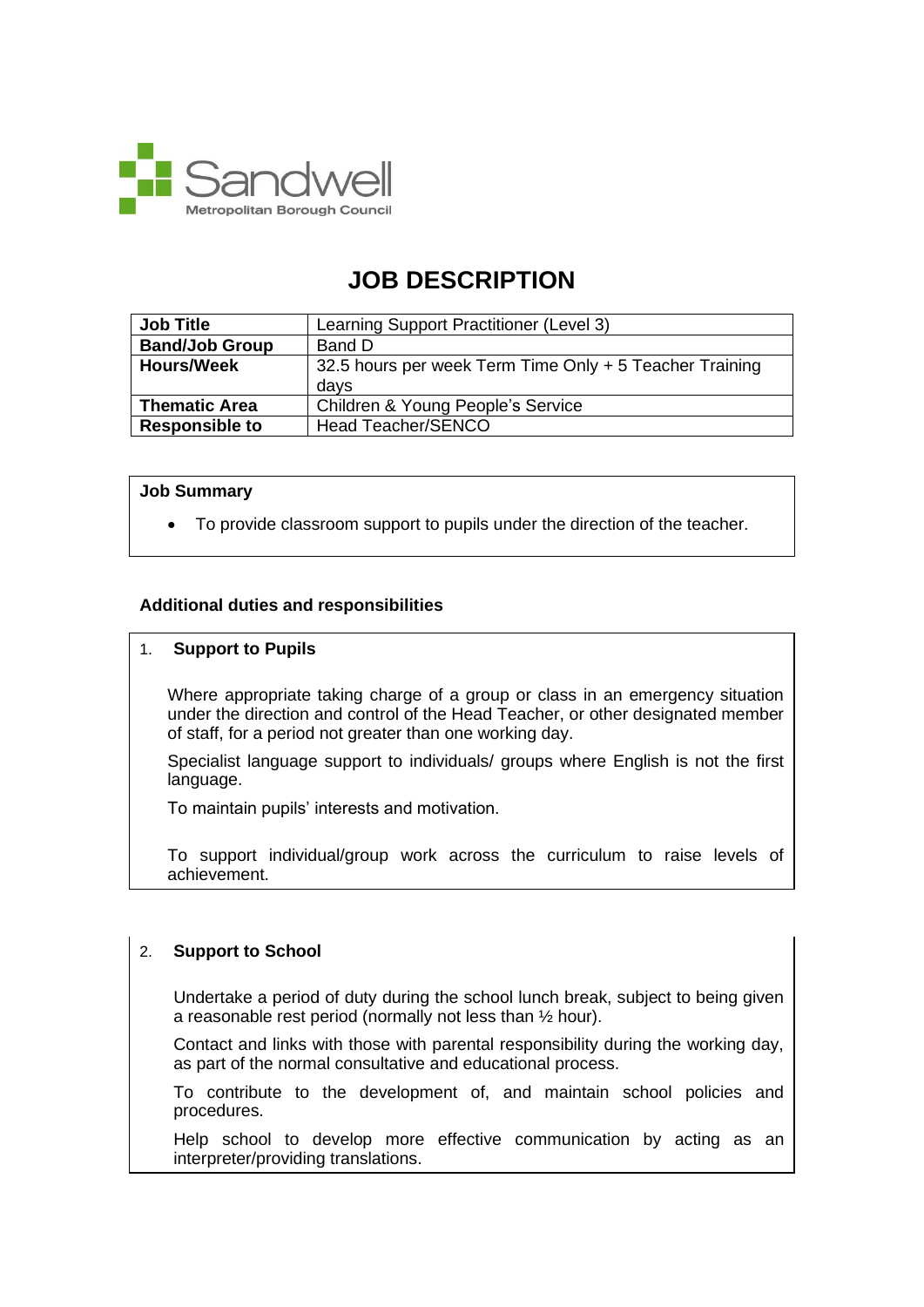Sandwell
Metropolitan Borough Council

# JOB DESCRIPTION

| **Job Title** | Learning Support Practitioner (Level 3) |
|---|---|
| **Band/Job Group** | Band D |
| **Hours/Week** | 32.5 hours per week Term Time Only + 5 Teacher Training days |
| **Thematic Area** | Children & Young People's Service |
| **Responsible to** | Head Teacher/SENCO |

**Job Summary**

- To provide classroom support to pupils under the direction of the teacher.

**Additional duties and responsibilities**

1. **Support to Pupils**

Where appropriate taking charge of a group or class in an emergency situation under the direction and control of the Head Teacher, or other designated member of staff, for a period not greater than one working day.

Specialist language support to individuals/ groups where English is not the first language.

To maintain pupils' interests and motivation.

To support individual/group work across the curriculum to raise levels of achievement.

2. **Support to School**

Undertake a period of duty during the school lunch break, subject to being given a reasonable rest period (normally not less than ½ hour).

Contact and links with those with parental responsibility during the working day, as part of the normal consultative and educational process.

To contribute to the development of, and maintain school policies and procedures.

Help school to develop more effective communication by acting as an interpreter/providing translations.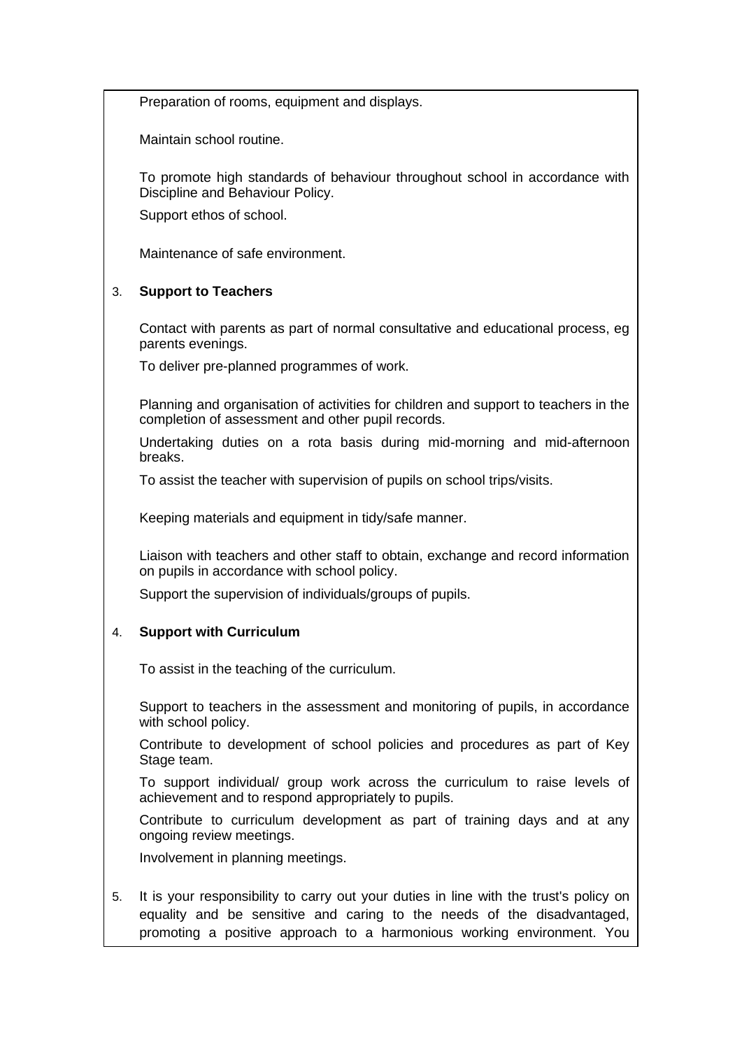Preparation of rooms, equipment and displays.

Maintain school routine.

To promote high standards of behaviour throughout school in accordance with Discipline and Behaviour Policy.

Support ethos of school.

Maintenance of safe environment.

3. **Support to Teachers**

Contact with parents as part of normal consultative and educational process, eg parents evenings.

To deliver pre-planned programmes of work.

Planning and organisation of activities for children and support to teachers in the completion of assessment and other pupil records.

Undertaking duties on a rota basis during mid-morning and mid-afternoon breaks.

To assist the teacher with supervision of pupils on school trips/visits.

Keeping materials and equipment in tidy/safe manner.

Liaison with teachers and other staff to obtain, exchange and record information on pupils in accordance with school policy.

Support the supervision of individuals/groups of pupils.

4. **Support with Curriculum**

To assist in the teaching of the curriculum.

Support to teachers in the assessment and monitoring of pupils, in accordance with school policy.

Contribute to development of school policies and procedures as part of Key Stage team.

To support individual/ group work across the curriculum to raise levels of achievement and to respond appropriately to pupils.

Contribute to curriculum development as part of training days and at any ongoing review meetings.

Involvement in planning meetings.

5. It is your responsibility to carry out your duties in line with the trust's policy on equality and be sensitive and caring to the needs of the disadvantaged, promoting a positive approach to a harmonious working environment. You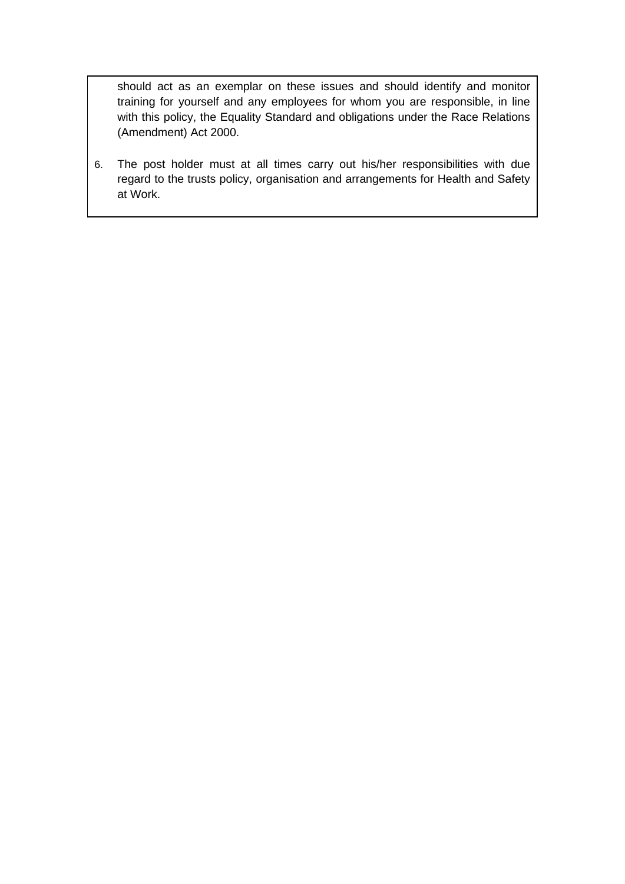should act as an exemplar on these issues and should identify and monitor training for yourself and any employees for whom you are responsible, in line with this policy, the Equality Standard and obligations under the Race Relations (Amendment) Act 2000.

6. The post holder must at all times carry out his/her responsibilities with due regard to the trusts policy, organisation and arrangements for Health and Safety at Work.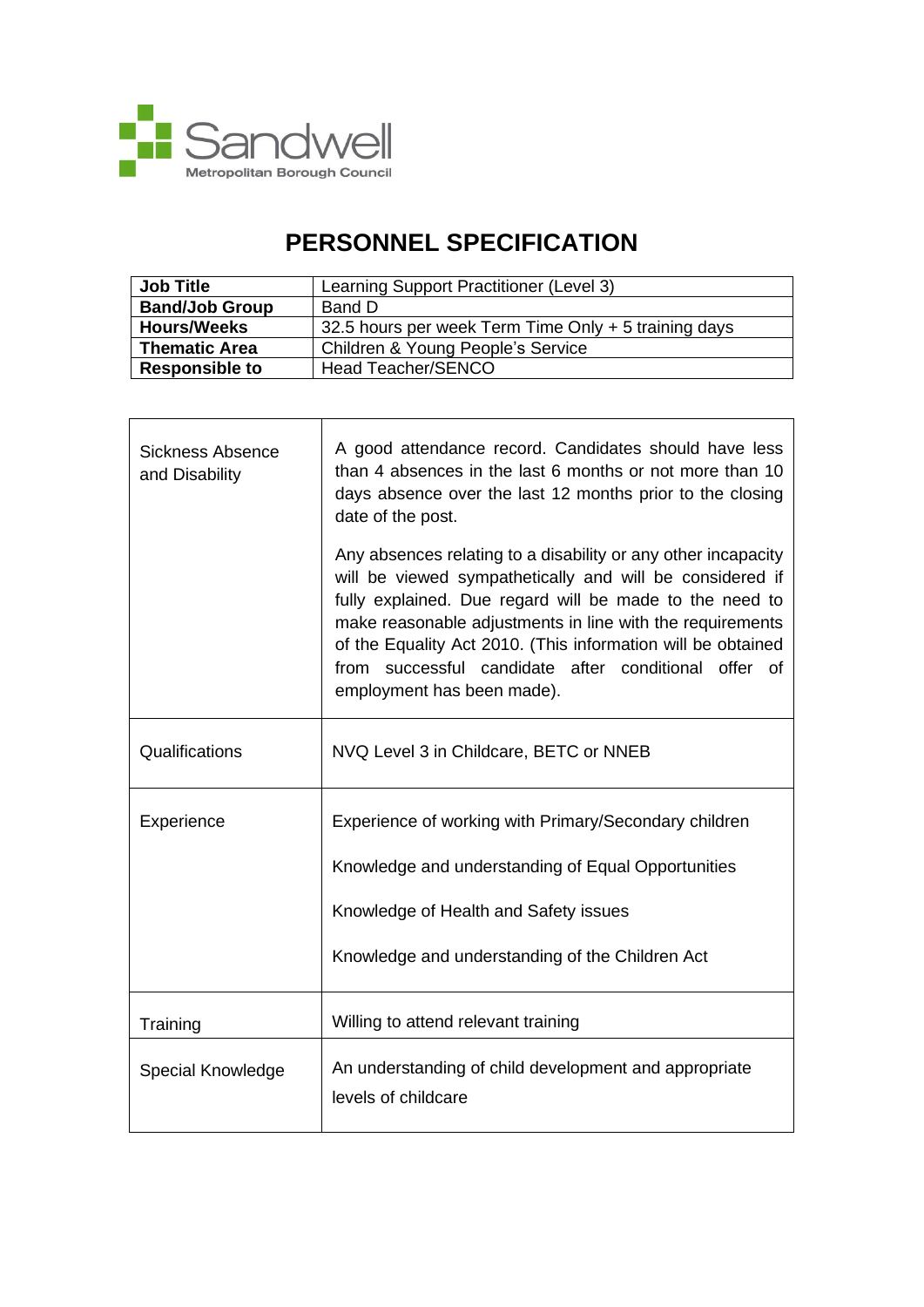Sandwell
Metropolitan Borough Council

# PERSONNEL SPECIFICATION

| **Job Title** | Learning Support Practitioner (Level 3) |
|---|---|
| **Band/Job Group** | Band D |
| **Hours/Weeks** | 32.5 hours per week Term Time Only + 5 training days |
| **Thematic Area** | Children & Young People's Service |
| **Responsible to** | Head Teacher/SENCO |

| | |
|---|---|
| Sickness Absence and Disability | A good attendance record. Candidates should have less than 4 absences in the last 6 months or not more than 10 days absence over the last 12 months prior to the closing date of the post.<br><br>Any absences relating to a disability or any other incapacity will be viewed sympathetically and will be considered if fully explained. Due regard will be made to the need to make reasonable adjustments in line with the requirements of the Equality Act 2010. (This information will be obtained from successful candidate after conditional offer of employment has been made). |
| Qualifications | NVQ Level 3 in Childcare, BETC or NNEB |
| Experience | Experience of working with Primary/Secondary children<br><br>Knowledge and understanding of Equal Opportunities<br><br>Knowledge of Health and Safety issues<br><br>Knowledge and understanding of the Children Act |
| Training | Willing to attend relevant training |
| Special Knowledge | An understanding of child development and appropriate levels of childcare |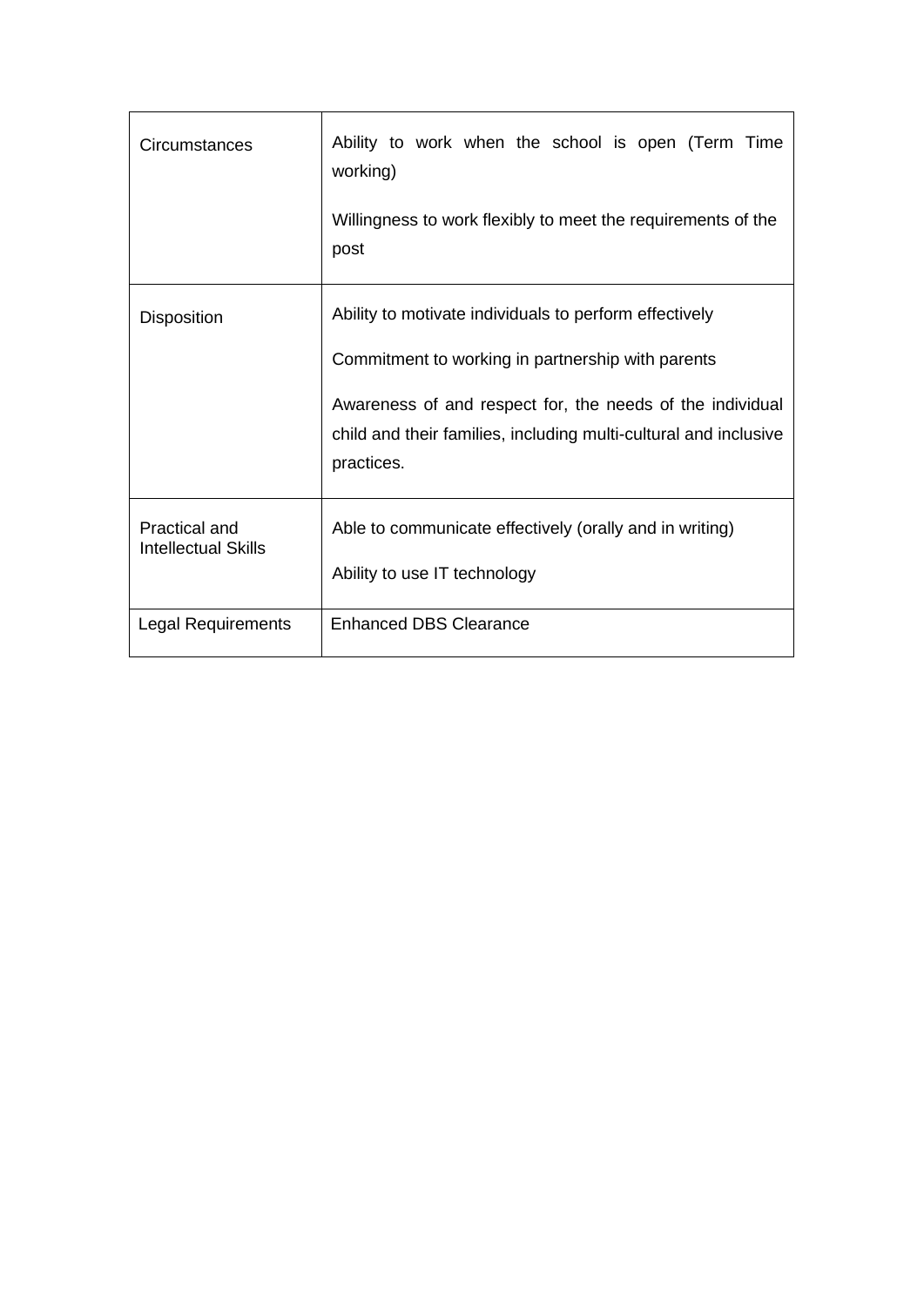| | |
|---|---|
| Circumstances | Ability to work when the school is open (Term Time working)<br><br>Willingness to work flexibly to meet the requirements of the post |
| Disposition | Ability to motivate individuals to perform effectively<br><br>Commitment to working in partnership with parents<br><br>Awareness of and respect for, the needs of the individual child and their families, including multi-cultural and inclusive practices. |
| Practical and Intellectual Skills | Able to communicate effectively (orally and in writing)<br><br>Ability to use IT technology |
| Legal Requirements | Enhanced DBS Clearance |